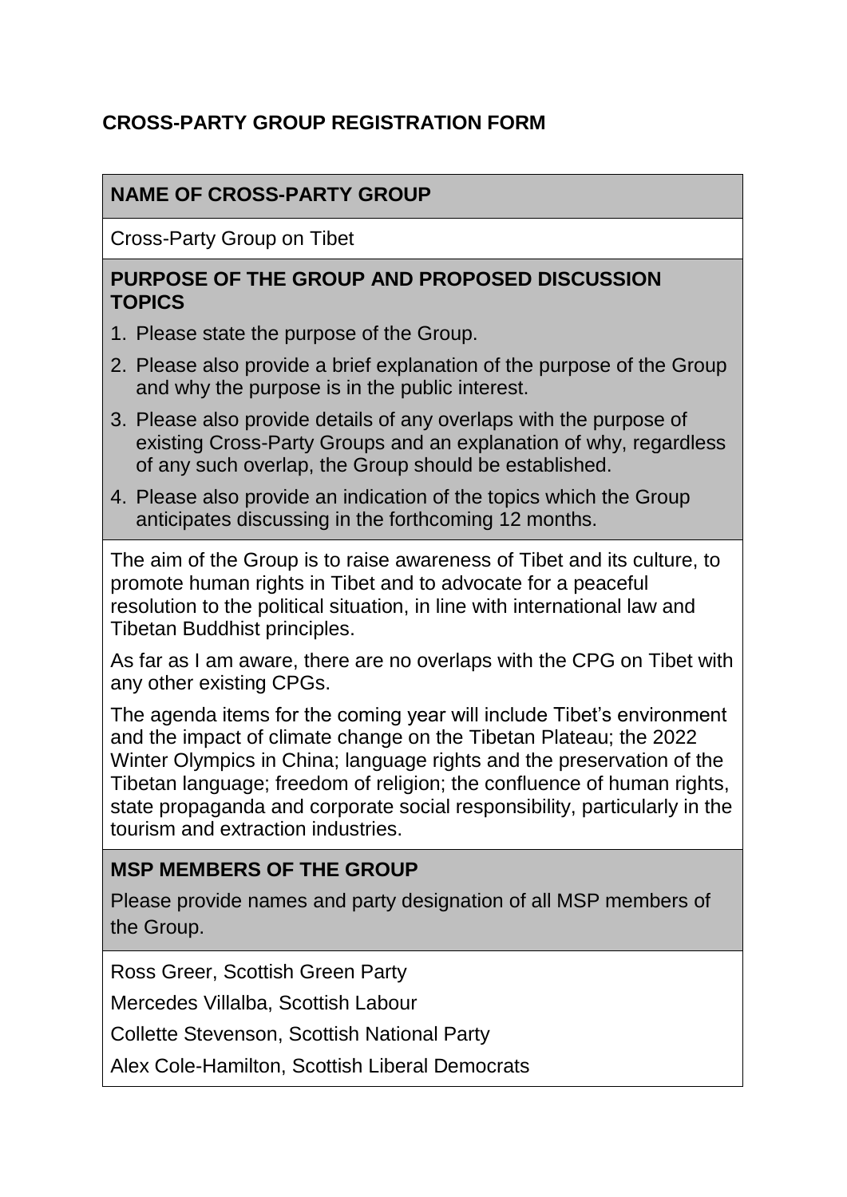# CROSS-PARTY GROUP REGISTRATION FORM

## NAME OF CROSS-PARTY GROUP

Cross-Party Group on Tibet

## PURPOSE OF THE GROUP AND PROPOSED DISCUSSION TOPICS

1. Please state the purpose of the Group.
2. Please also provide a brief explanation of the purpose of the Group and why the purpose is in the public interest.
3. Please also provide details of any overlaps with the purpose of existing Cross-Party Groups and an explanation of why, regardless of any such overlap, the Group should be established.
4. Please also provide an indication of the topics which the Group anticipates discussing in the forthcoming 12 months.

The aim of the Group is to raise awareness of Tibet and its culture, to promote human rights in Tibet and to advocate for a peaceful resolution to the political situation, in line with international law and Tibetan Buddhist principles.

As far as I am aware, there are no overlaps with the CPG on Tibet with any other existing CPGs.

The agenda items for the coming year will include Tibet's environment and the impact of climate change on the Tibetan Plateau; the 2022 Winter Olympics in China; language rights and the preservation of the Tibetan language; freedom of religion; the confluence of human rights, state propaganda and corporate social responsibility, particularly in the tourism and extraction industries.

## MSP MEMBERS OF THE GROUP

Please provide names and party designation of all MSP members of the Group.

Ross Greer, Scottish Green Party

Mercedes Villalba, Scottish Labour

Collette Stevenson, Scottish National Party

Alex Cole-Hamilton, Scottish Liberal Democrats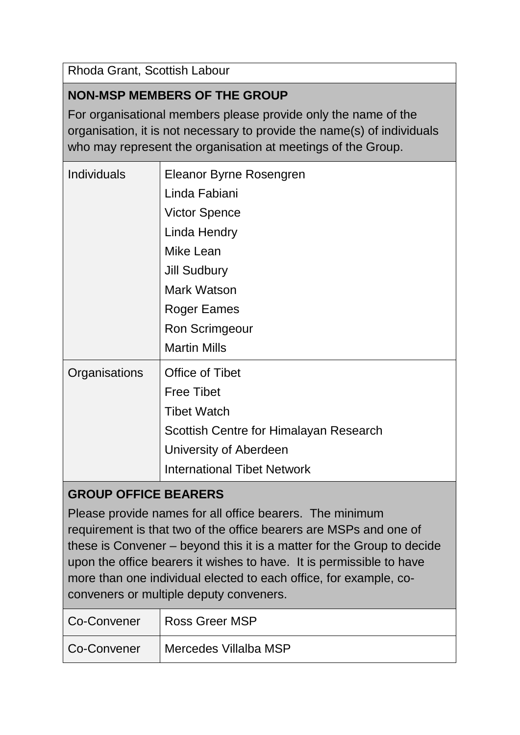| |
|---|
| Rhoda Grant, Scottish Labour |

**NON-MSP MEMBERS OF THE GROUP**

For organisational members please provide only the name of the organisation, it is not necessary to provide the name(s) of individuals who may represent the organisation at meetings of the Group.

| | |
|---|---|
| Individuals | Eleanor Byrne Rosengren<br>Linda Fabiani<br>Victor Spence<br>Linda Hendry<br>Mike Lean<br>Jill Sudbury<br>Mark Watson<br>Roger Eames<br>Ron Scrimgeour<br>Martin Mills |
| Organisations | Office of Tibet<br>Free Tibet<br>Tibet Watch<br>Scottish Centre for Himalayan Research<br>University of Aberdeen<br>International Tibet Network |

**GROUP OFFICE BEARERS**

Please provide names for all office bearers. The minimum requirement is that two of the office bearers are MSPs and one of these is Convener – beyond this it is a matter for the Group to decide upon the office bearers it wishes to have. It is permissible to have more than one individual elected to each office, for example, co-conveners or multiple deputy conveners.

| | |
|---|---|
| Co-Convener | Ross Greer MSP |
| Co-Convener | Mercedes Villalba MSP |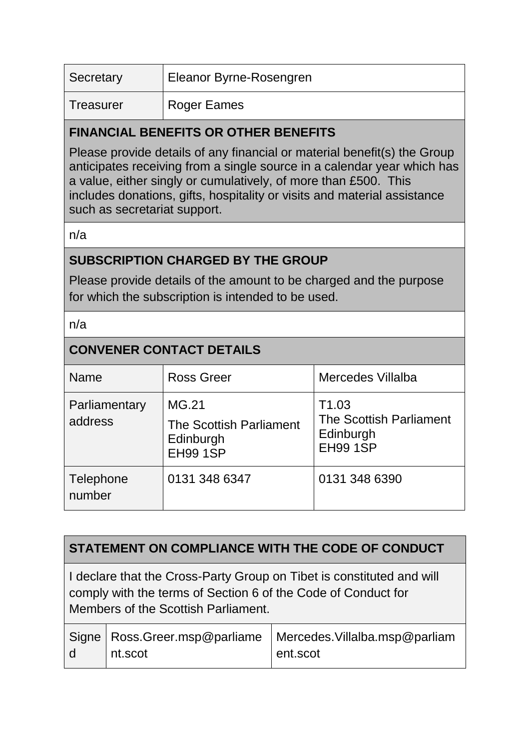| | |
|---|---|
| Secretary | Eleanor Byrne-Rosengren |
| Treasurer | Roger Eames |

**FINANCIAL BENEFITS OR OTHER BENEFITS**

Please provide details of any financial or material benefit(s) the Group anticipates receiving from a single source in a calendar year which has a value, either singly or cumulatively, of more than £500. This includes donations, gifts, hospitality or visits and material assistance such as secretariat support.

n/a

**SUBSCRIPTION CHARGED BY THE GROUP**

Please provide details of the amount to be charged and the purpose for which the subscription is intended to be used.

n/a

**CONVENER CONTACT DETAILS**

| | | |
|---|---|---|
| Name | Ross Greer | Mercedes Villalba |
| Parliamentary address | MG.21<br>The Scottish Parliament<br>Edinburgh<br>EH99 1SP | T1.03<br>The Scottish Parliament<br>Edinburgh<br>EH99 1SP |
| Telephone number | 0131 348 6347 | 0131 348 6390 |

**STATEMENT ON COMPLIANCE WITH THE CODE OF CONDUCT**

I declare that the Cross-Party Group on Tibet is constituted and will comply with the terms of Section 6 of the Code of Conduct for Members of the Scottish Parliament.

| | | |
|---|---|---|
| Signed | Ross.Greer.msp@parliament.scot | Mercedes.Villalba.msp@parliament.scot |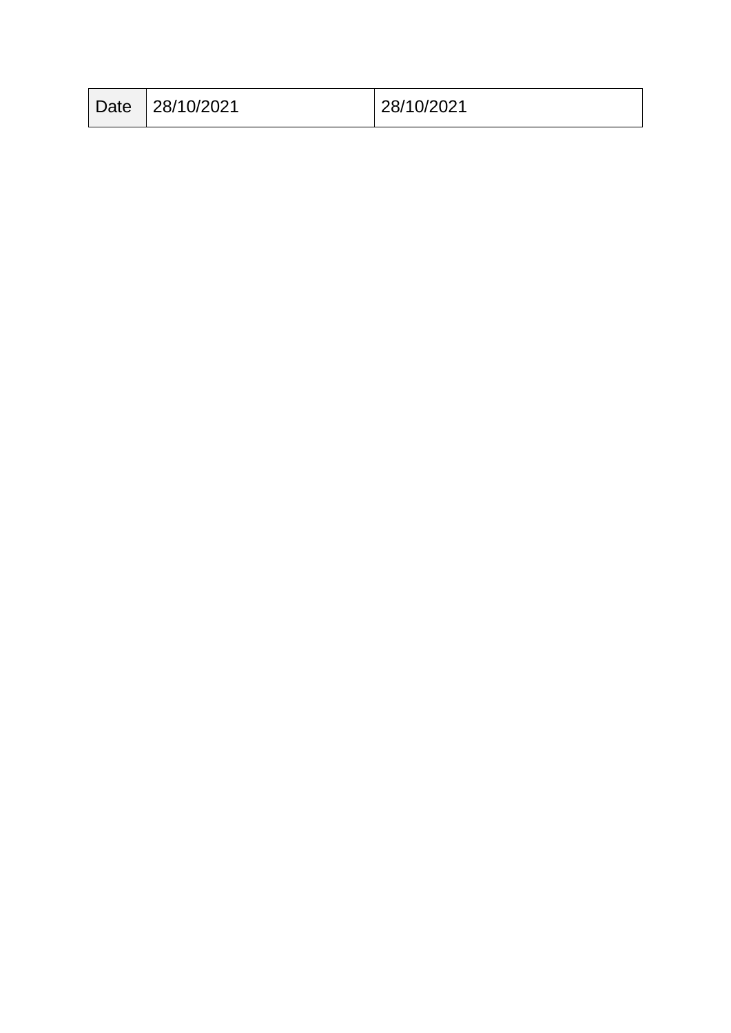| | | |
|---|---|---|
| Date | 28/10/2021 | 28/10/2021 |